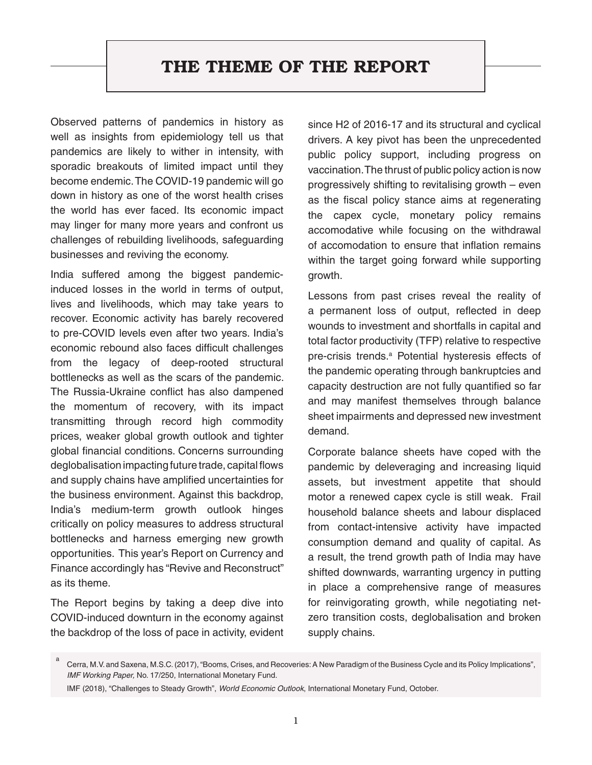# THE THEME OF THE REPORT

Observed patterns of pandemics in history as well as insights from epidemiology tell us that pandemics are likely to wither in intensity, with sporadic breakouts of limited impact until they become endemic. The COVID-19 pandemic will go down in history as one of the worst health crises the world has ever faced. Its economic impact may linger for many more years and confront us challenges of rebuilding livelihoods, safeguarding businesses and reviving the economy.

India suffered among the biggest pandemic-induced losses in the world in terms of output, lives and livelihoods, which may take years to recover. Economic activity has barely recovered to pre-COVID levels even after two years. India's economic rebound also faces difficult challenges from the legacy of deep-rooted structural bottlenecks as well as the scars of the pandemic. The Russia-Ukraine conflict has also dampened the momentum of recovery, with its impact transmitting through record high commodity prices, weaker global growth outlook and tighter global financial conditions. Concerns surrounding deglobalisation impacting future trade, capital flows and supply chains have amplified uncertainties for the business environment. Against this backdrop, India's medium-term growth outlook hinges critically on policy measures to address structural bottlenecks and harness emerging new growth opportunities. This year's Report on Currency and Finance accordingly has "Revive and Reconstruct" as its theme.

The Report begins by taking a deep dive into COVID-induced downturn in the economy against the backdrop of the loss of pace in activity, evident since H2 of 2016-17 and its structural and cyclical drivers. A key pivot has been the unprecedented public policy support, including progress on vaccination. The thrust of public policy action is now progressively shifting to revitalising growth – even as the fiscal policy stance aims at regenerating the capex cycle, monetary policy remains accomodative while focusing on the withdrawal of accomodation to ensure that inflation remains within the target going forward while supporting growth.

Lessons from past crises reveal the reality of a permanent loss of output, reflected in deep wounds to investment and shortfalls in capital and total factor productivity (TFP) relative to respective pre-crisis trends.[a] Potential hysteresis effects of the pandemic operating through bankruptcies and capacity destruction are not fully quantified so far and may manifest themselves through balance sheet impairments and depressed new investment demand.

Corporate balance sheets have coped with the pandemic by deleveraging and increasing liquid assets, but investment appetite that should motor a renewed capex cycle is still weak. Frail household balance sheets and labour displaced from contact-intensive activity have impacted consumption demand and quality of capital. As a result, the trend growth path of India may have shifted downwards, warranting urgency in putting in place a comprehensive range of measures for reinvigorating growth, while negotiating net-zero transition costs, deglobalisation and broken supply chains.

[a] Cerra, M.V. and Saxena, M.S.C. (2017), "Booms, Crises, and Recoveries: A New Paradigm of the Business Cycle and its Policy Implications", *IMF Working Paper,* No. 17/250, International Monetary Fund.

IMF (2018), "Challenges to Steady Growth", *World Economic Outlook*, International Monetary Fund, October.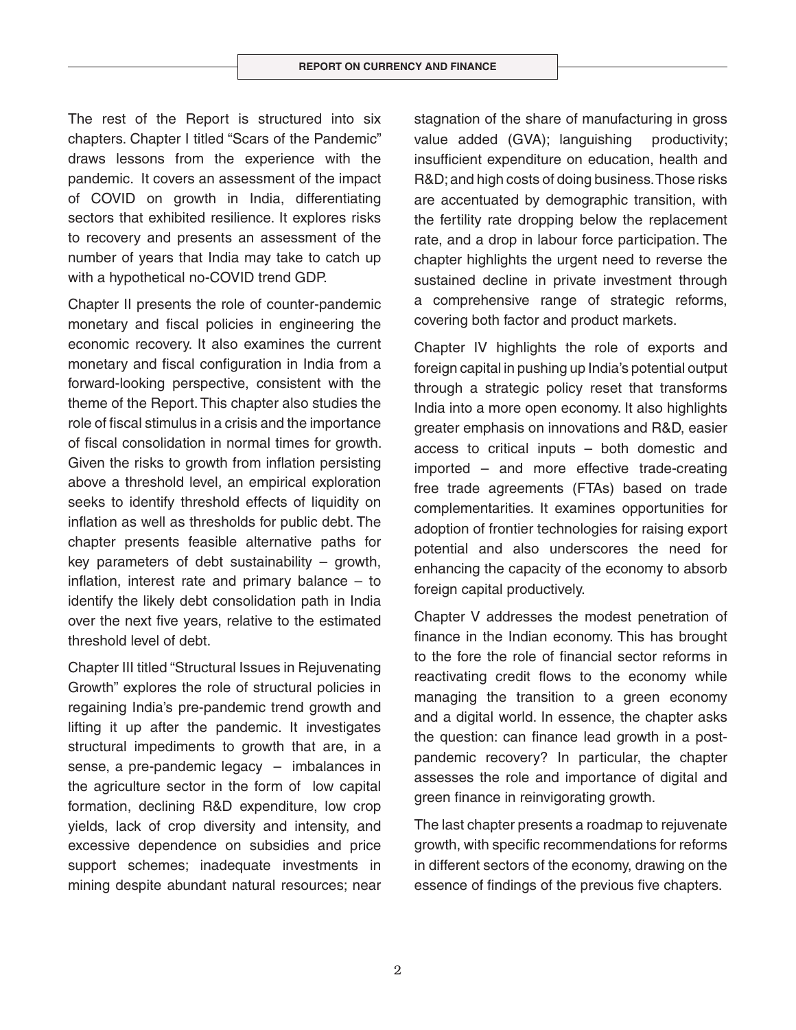The rest of the Report is structured into six chapters. Chapter I titled "Scars of the Pandemic" draws lessons from the experience with the pandemic. It covers an assessment of the impact of COVID on growth in India, differentiating sectors that exhibited resilience. It explores risks to recovery and presents an assessment of the number of years that India may take to catch up with a hypothetical no-COVID trend GDP.

Chapter II presents the role of counter-pandemic monetary and fiscal policies in engineering the economic recovery. It also examines the current monetary and fiscal configuration in India from a forward-looking perspective, consistent with the theme of the Report. This chapter also studies the role of fiscal stimulus in a crisis and the importance of fiscal consolidation in normal times for growth. Given the risks to growth from inflation persisting above a threshold level, an empirical exploration seeks to identify threshold effects of liquidity on inflation as well as thresholds for public debt. The chapter presents feasible alternative paths for key parameters of debt sustainability – growth, inflation, interest rate and primary balance – to identify the likely debt consolidation path in India over the next five years, relative to the estimated threshold level of debt.

Chapter III titled "Structural Issues in Rejuvenating Growth" explores the role of structural policies in regaining India's pre-pandemic trend growth and lifting it up after the pandemic. It investigates structural impediments to growth that are, in a sense, a pre-pandemic legacy – imbalances in the agriculture sector in the form of low capital formation, declining R&D expenditure, low crop yields, lack of crop diversity and intensity, and excessive dependence on subsidies and price support schemes; inadequate investments in mining despite abundant natural resources; near stagnation of the share of manufacturing in gross value added (GVA); languishing productivity; insufficient expenditure on education, health and R&D; and high costs of doing business. Those risks are accentuated by demographic transition, with the fertility rate dropping below the replacement rate, and a drop in labour force participation. The chapter highlights the urgent need to reverse the sustained decline in private investment through a comprehensive range of strategic reforms, covering both factor and product markets.

Chapter IV highlights the role of exports and foreign capital in pushing up India's potential output through a strategic policy reset that transforms India into a more open economy. It also highlights greater emphasis on innovations and R&D, easier access to critical inputs – both domestic and imported – and more effective trade-creating free trade agreements (FTAs) based on trade complementarities. It examines opportunities for adoption of frontier technologies for raising export potential and also underscores the need for enhancing the capacity of the economy to absorb foreign capital productively.

Chapter V addresses the modest penetration of finance in the Indian economy. This has brought to the fore the role of financial sector reforms in reactivating credit flows to the economy while managing the transition to a green economy and a digital world. In essence, the chapter asks the question: can finance lead growth in a post-pandemic recovery? In particular, the chapter assesses the role and importance of digital and green finance in reinvigorating growth.

The last chapter presents a roadmap to rejuvenate growth, with specific recommendations for reforms in different sectors of the economy, drawing on the essence of findings of the previous five chapters.